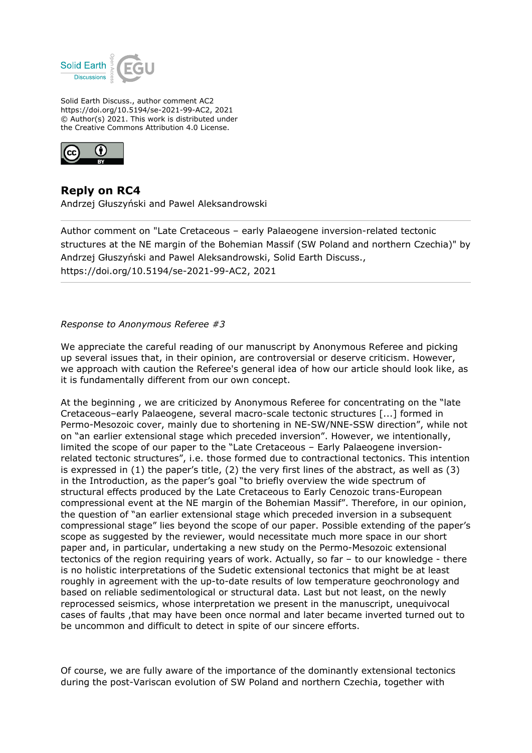Solid Earth Discussions

Solid Earth Discuss., author comment AC2
https://doi.org/10.5194/se-2021-99-AC2, 2021
© Author(s) 2021. This work is distributed under the Creative Commons Attribution 4.0 License.

## Reply on RC4

Andrzej Głuszyński and Pawel Aleksandrowski

---

Author comment on "Late Cretaceous – early Palaeogene inversion-related tectonic structures at the NE margin of the Bohemian Massif (SW Poland and northern Czechia)" by Andrzej Głuszyński and Pawel Aleksandrowski, Solid Earth Discuss., https://doi.org/10.5194/se-2021-99-AC2, 2021

---

*Response to Anonymous Referee #3*

We appreciate the careful reading of our manuscript by Anonymous Referee and picking up several issues that, in their opinion, are controversial or deserve criticism. However, we approach with caution the Referee's general idea of how our article should look like, as it is fundamentally different from our own concept.

At the beginning , we are criticized by Anonymous Referee for concentrating on the "late Cretaceous–early Palaeogene, several macro-scale tectonic structures [...] formed in Permo-Mesozoic cover, mainly due to shortening in NE-SW/NNE-SSW direction", while not on "an earlier extensional stage which preceded inversion". However, we intentionally, limited the scope of our paper to the "Late Cretaceous – Early Palaeogene inversion-related tectonic structures", i.e. those formed due to contractional tectonics. This intention is expressed in (1) the paper's title, (2) the very first lines of the abstract, as well as (3) in the Introduction, as the paper's goal "to briefly overview the wide spectrum of structural effects produced by the Late Cretaceous to Early Cenozoic trans-European compressional event at the NE margin of the Bohemian Massif". Therefore, in our opinion, the question of "an earlier extensional stage which preceded inversion in a subsequent compressional stage" lies beyond the scope of our paper. Possible extending of the paper's scope as suggested by the reviewer, would necessitate much more space in our short paper and, in particular, undertaking a new study on the Permo-Mesozoic extensional tectonics of the region requiring years of work. Actually, so far – to our knowledge - there is no holistic interpretations of the Sudetic extensional tectonics that might be at least roughly in agreement with the up-to-date results of low temperature geochronology and based on reliable sedimentological or structural data. Last but not least, on the newly reprocessed seismics, whose interpretation we present in the manuscript, unequivocal cases of faults ,that may have been once normal and later became inverted turned out to be uncommon and difficult to detect in spite of our sincere efforts.

Of course, we are fully aware of the importance of the dominantly extensional tectonics during the post-Variscan evolution of SW Poland and northern Czechia, together with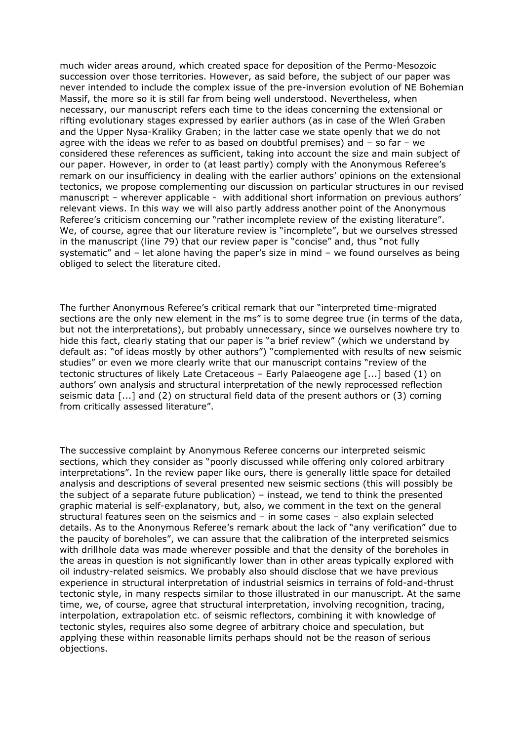much wider areas around, which created space for deposition of the Permo-Mesozoic succession over those territories. However, as said before, the subject of our paper was never intended to include the complex issue of the pre-inversion evolution of NE Bohemian Massif, the more so it is still far from being well understood. Nevertheless, when necessary, our manuscript refers each time to the ideas concerning the extensional or rifting evolutionary stages expressed by earlier authors (as in case of the Wleń Graben and the Upper Nysa-Kraliky Graben; in the latter case we state openly that we do not agree with the ideas we refer to as based on doubtful premises) and – so far – we considered these references as sufficient, taking into account the size and main subject of our paper. However, in order to (at least partly) comply with the Anonymous Referee's remark on our insufficiency in dealing with the earlier authors' opinions on the extensional tectonics, we propose complementing our discussion on particular structures in our revised manuscript – wherever applicable - with additional short information on previous authors' relevant views. In this way we will also partly address another point of the Anonymous Referee's criticism concerning our "rather incomplete review of the existing literature". We, of course, agree that our literature review is "incomplete", but we ourselves stressed in the manuscript (line 79) that our review paper is "concise" and, thus "not fully systematic" and – let alone having the paper's size in mind – we found ourselves as being obliged to select the literature cited.

The further Anonymous Referee's critical remark that our "interpreted time-migrated sections are the only new element in the ms" is to some degree true (in terms of the data, but not the interpretations), but probably unnecessary, since we ourselves nowhere try to hide this fact, clearly stating that our paper is "a brief review" (which we understand by default as: "of ideas mostly by other authors") "complemented with results of new seismic studies" or even we more clearly write that our manuscript contains "review of the tectonic structures of likely Late Cretaceous – Early Palaeogene age [...] based (1) on authors' own analysis and structural interpretation of the newly reprocessed reflection seismic data [...] and (2) on structural field data of the present authors or (3) coming from critically assessed literature".

The successive complaint by Anonymous Referee concerns our interpreted seismic sections, which they consider as "poorly discussed while offering only colored arbitrary interpretations". In the review paper like ours, there is generally little space for detailed analysis and descriptions of several presented new seismic sections (this will possibly be the subject of a separate future publication) – instead, we tend to think the presented graphic material is self-explanatory, but, also, we comment in the text on the general structural features seen on the seismics and – in some cases – also explain selected details. As to the Anonymous Referee's remark about the lack of "any verification" due to the paucity of boreholes", we can assure that the calibration of the interpreted seismics with drillhole data was made wherever possible and that the density of the boreholes in the areas in question is not significantly lower than in other areas typically explored with oil industry-related seismics. We probably also should disclose that we have previous experience in structural interpretation of industrial seismics in terrains of fold-and-thrust tectonic style, in many respects similar to those illustrated in our manuscript. At the same time, we, of course, agree that structural interpretation, involving recognition, tracing, interpolation, extrapolation etc. of seismic reflectors, combining it with knowledge of tectonic styles, requires also some degree of arbitrary choice and speculation, but applying these within reasonable limits perhaps should not be the reason of serious objections.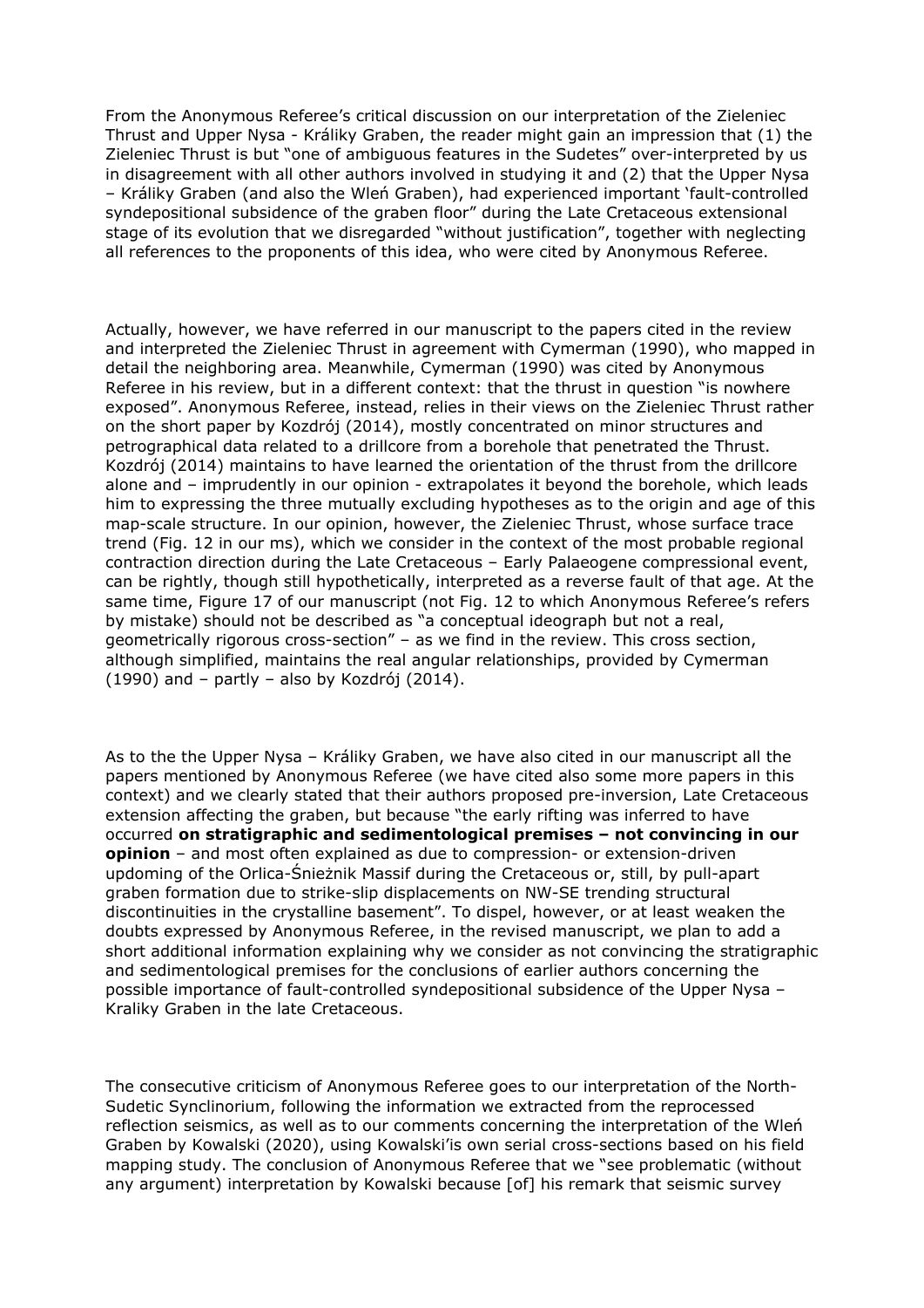From the Anonymous Referee's critical discussion on our interpretation of the Zieleniec Thrust and Upper Nysa - Králiky Graben, the reader might gain an impression that (1) the Zieleniec Thrust is but "one of ambiguous features in the Sudetes" over-interpreted by us in disagreement with all other authors involved in studying it and (2) that the Upper Nysa – Králiky Graben (and also the Wleń Graben), had experienced important 'fault-controlled syndepositional subsidence of the graben floor" during the Late Cretaceous extensional stage of its evolution that we disregarded "without justification", together with neglecting all references to the proponents of this idea, who were cited by Anonymous Referee.

Actually, however, we have referred in our manuscript to the papers cited in the review and interpreted the Zieleniec Thrust in agreement with Cymerman (1990), who mapped in detail the neighboring area. Meanwhile, Cymerman (1990) was cited by Anonymous Referee in his review, but in a different context: that the thrust in question "is nowhere exposed". Anonymous Referee, instead, relies in their views on the Zieleniec Thrust rather on the short paper by Kozdrój (2014), mostly concentrated on minor structures and petrographical data related to a drillcore from a borehole that penetrated the Thrust. Kozdrój (2014) maintains to have learned the orientation of the thrust from the drillcore alone and – imprudently in our opinion - extrapolates it beyond the borehole, which leads him to expressing the three mutually excluding hypotheses as to the origin and age of this map-scale structure. In our opinion, however, the Zieleniec Thrust, whose surface trace trend (Fig. 12 in our ms), which we consider in the context of the most probable regional contraction direction during the Late Cretaceous – Early Palaeogene compressional event, can be rightly, though still hypothetically, interpreted as a reverse fault of that age. At the same time, Figure 17 of our manuscript (not Fig. 12 to which Anonymous Referee's refers by mistake) should not be described as "a conceptual ideograph but not a real, geometrically rigorous cross-section" – as we find in the review. This cross section, although simplified, maintains the real angular relationships, provided by Cymerman (1990) and – partly – also by Kozdrój (2014).

As to the the Upper Nysa – Králiky Graben, we have also cited in our manuscript all the papers mentioned by Anonymous Referee (we have cited also some more papers in this context) and we clearly stated that their authors proposed pre-inversion, Late Cretaceous extension affecting the graben, but because "the early rifting was inferred to have occurred **on stratigraphic and sedimentological premises – not convincing in our opinion** – and most often explained as due to compression- or extension-driven updoming of the Orlica-Śnieżnik Massif during the Cretaceous or, still, by pull-apart graben formation due to strike-slip displacements on NW-SE trending structural discontinuities in the crystalline basement". To dispel, however, or at least weaken the doubts expressed by Anonymous Referee, in the revised manuscript, we plan to add a short additional information explaining why we consider as not convincing the stratigraphic and sedimentological premises for the conclusions of earlier authors concerning the possible importance of fault-controlled syndepositional subsidence of the Upper Nysa – Kraliky Graben in the late Cretaceous.

The consecutive criticism of Anonymous Referee goes to our interpretation of the North-Sudetic Synclinorium, following the information we extracted from the reprocessed reflection seismics, as well as to our comments concerning the interpretation of the Wleń Graben by Kowalski (2020), using Kowalski'is own serial cross-sections based on his field mapping study. The conclusion of Anonymous Referee that we "see problematic (without any argument) interpretation by Kowalski because [of] his remark that seismic survey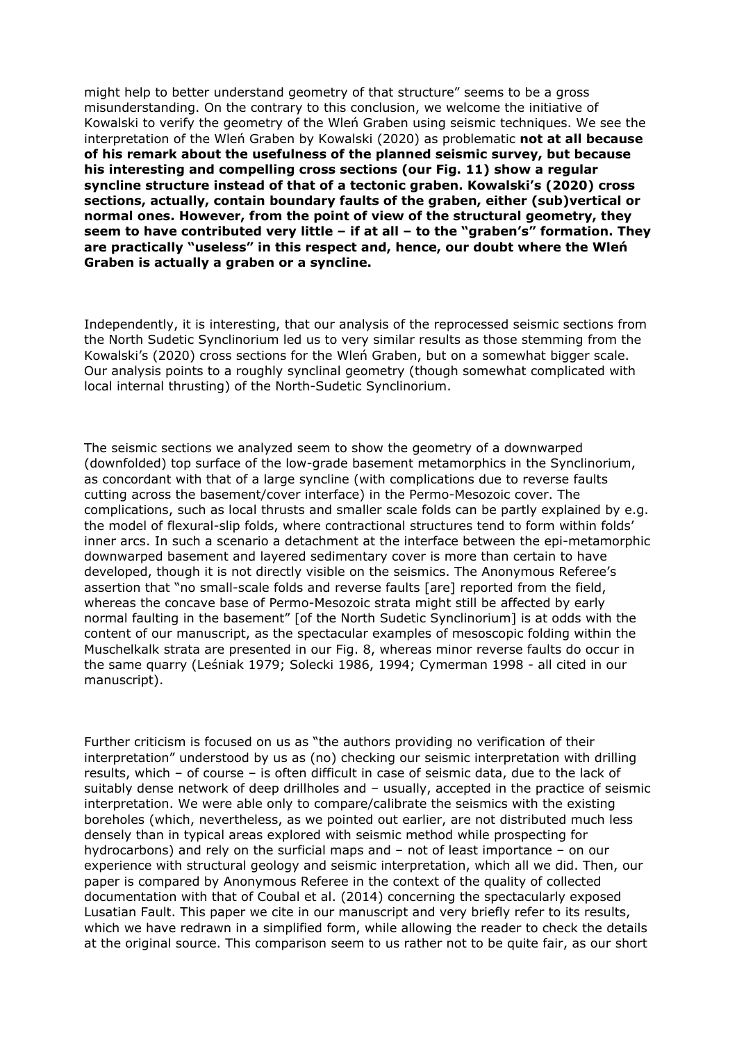might help to better understand geometry of that structure" seems to be a gross misunderstanding. On the contrary to this conclusion, we welcome the initiative of Kowalski to verify the geometry of the Wleń Graben using seismic techniques. We see the interpretation of the Wleń Graben by Kowalski (2020) as problematic **not at all because of his remark about the usefulness of the planned seismic survey, but because his interesting and compelling cross sections (our Fig. 11) show a regular syncline structure instead of that of a tectonic graben. Kowalski's (2020) cross sections, actually, contain boundary faults of the graben, either (sub)vertical or normal ones. However, from the point of view of the structural geometry, they seem to have contributed very little – if at all – to the "graben's" formation. They are practically "useless" in this respect and, hence, our doubt where the Wleń Graben is actually a graben or a syncline.**

Independently, it is interesting, that our analysis of the reprocessed seismic sections from the North Sudetic Synclinorium led us to very similar results as those stemming from the Kowalski's (2020) cross sections for the Wleń Graben, but on a somewhat bigger scale. Our analysis points to a roughly synclinal geometry (though somewhat complicated with local internal thrusting) of the North-Sudetic Synclinorium.

The seismic sections we analyzed seem to show the geometry of a downwarped (downfolded) top surface of the low-grade basement metamorphics in the Synclinorium, as concordant with that of a large syncline (with complications due to reverse faults cutting across the basement/cover interface) in the Permo-Mesozoic cover. The complications, such as local thrusts and smaller scale folds can be partly explained by e.g. the model of flexural-slip folds, where contractional structures tend to form within folds' inner arcs. In such a scenario a detachment at the interface between the epi-metamorphic downwarped basement and layered sedimentary cover is more than certain to have developed, though it is not directly visible on the seismics. The Anonymous Referee's assertion that "no small-scale folds and reverse faults [are] reported from the field, whereas the concave base of Permo-Mesozoic strata might still be affected by early normal faulting in the basement" [of the North Sudetic Synclinorium] is at odds with the content of our manuscript, as the spectacular examples of mesoscopic folding within the Muschelkalk strata are presented in our Fig. 8, whereas minor reverse faults do occur in the same quarry (Leśniak 1979; Solecki 1986, 1994; Cymerman 1998 - all cited in our manuscript).

Further criticism is focused on us as "the authors providing no verification of their interpretation" understood by us as (no) checking our seismic interpretation with drilling results, which – of course – is often difficult in case of seismic data, due to the lack of suitably dense network of deep drillholes and – usually, accepted in the practice of seismic interpretation. We were able only to compare/calibrate the seismics with the existing boreholes (which, nevertheless, as we pointed out earlier, are not distributed much less densely than in typical areas explored with seismic method while prospecting for hydrocarbons) and rely on the surficial maps and – not of least importance – on our experience with structural geology and seismic interpretation, which all we did. Then, our paper is compared by Anonymous Referee in the context of the quality of collected documentation with that of Coubal et al. (2014) concerning the spectacularly exposed Lusatian Fault. This paper we cite in our manuscript and very briefly refer to its results, which we have redrawn in a simplified form, while allowing the reader to check the details at the original source. This comparison seem to us rather not to be quite fair, as our short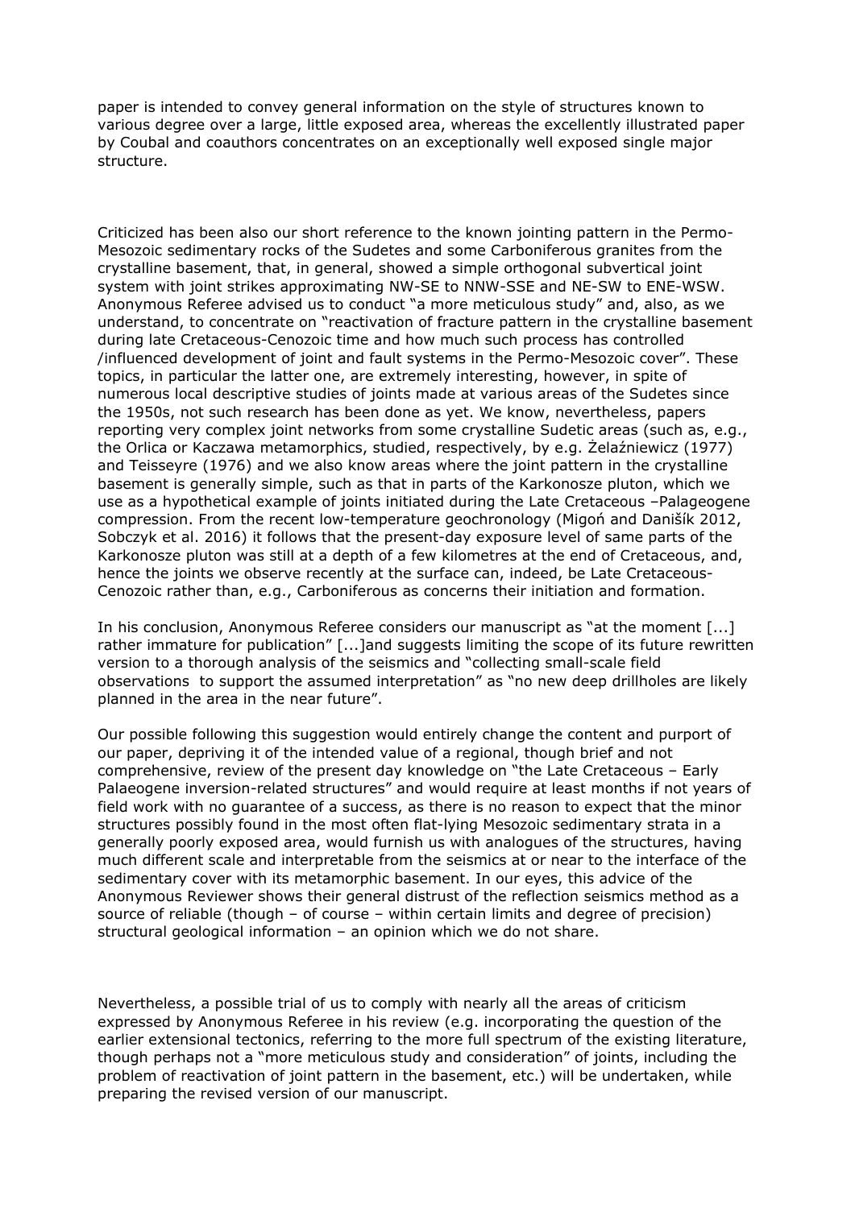paper is intended to convey general information on the style of structures known to various degree over a large, little exposed area, whereas the excellently illustrated paper by Coubal and coauthors concentrates on an exceptionally well exposed single major structure.

Criticized has been also our short reference to the known jointing pattern in the Permo-Mesozoic sedimentary rocks of the Sudetes and some Carboniferous granites from the crystalline basement, that, in general, showed a simple orthogonal subvertical joint system with joint strikes approximating NW-SE to NNW-SSE and NE-SW to ENE-WSW. Anonymous Referee advised us to conduct "a more meticulous study" and, also, as we understand, to concentrate on "reactivation of fracture pattern in the crystalline basement during late Cretaceous-Cenozoic time and how much such process has controlled /influenced development of joint and fault systems in the Permo-Mesozoic cover". These topics, in particular the latter one, are extremely interesting, however, in spite of numerous local descriptive studies of joints made at various areas of the Sudetes since the 1950s, not such research has been done as yet. We know, nevertheless, papers reporting very complex joint networks from some crystalline Sudetic areas (such as, e.g., the Orlica or Kaczawa metamorphics, studied, respectively, by e.g. Żelaźniewicz (1977) and Teisseyre (1976) and we also know areas where the joint pattern in the crystalline basement is generally simple, such as that in parts of the Karkonosze pluton, which we use as a hypothetical example of joints initiated during the Late Cretaceous –Palageogene compression. From the recent low-temperature geochronology (Migoń and Danišík 2012, Sobczyk et al. 2016) it follows that the present-day exposure level of same parts of the Karkonosze pluton was still at a depth of a few kilometres at the end of Cretaceous, and, hence the joints we observe recently at the surface can, indeed, be Late Cretaceous-Cenozoic rather than, e.g., Carboniferous as concerns their initiation and formation.

In his conclusion, Anonymous Referee considers our manuscript as "at the moment [...] rather immature for publication" [...]and suggests limiting the scope of its future rewritten version to a thorough analysis of the seismics and "collecting small-scale field observations to support the assumed interpretation" as "no new deep drillholes are likely planned in the area in the near future".

Our possible following this suggestion would entirely change the content and purport of our paper, depriving it of the intended value of a regional, though brief and not comprehensive, review of the present day knowledge on "the Late Cretaceous – Early Palaeogene inversion-related structures" and would require at least months if not years of field work with no guarantee of a success, as there is no reason to expect that the minor structures possibly found in the most often flat-lying Mesozoic sedimentary strata in a generally poorly exposed area, would furnish us with analogues of the structures, having much different scale and interpretable from the seismics at or near to the interface of the sedimentary cover with its metamorphic basement. In our eyes, this advice of the Anonymous Reviewer shows their general distrust of the reflection seismics method as a source of reliable (though – of course – within certain limits and degree of precision) structural geological information – an opinion which we do not share.

Nevertheless, a possible trial of us to comply with nearly all the areas of criticism expressed by Anonymous Referee in his review (e.g. incorporating the question of the earlier extensional tectonics, referring to the more full spectrum of the existing literature, though perhaps not a "more meticulous study and consideration" of joints, including the problem of reactivation of joint pattern in the basement, etc.) will be undertaken, while preparing the revised version of our manuscript.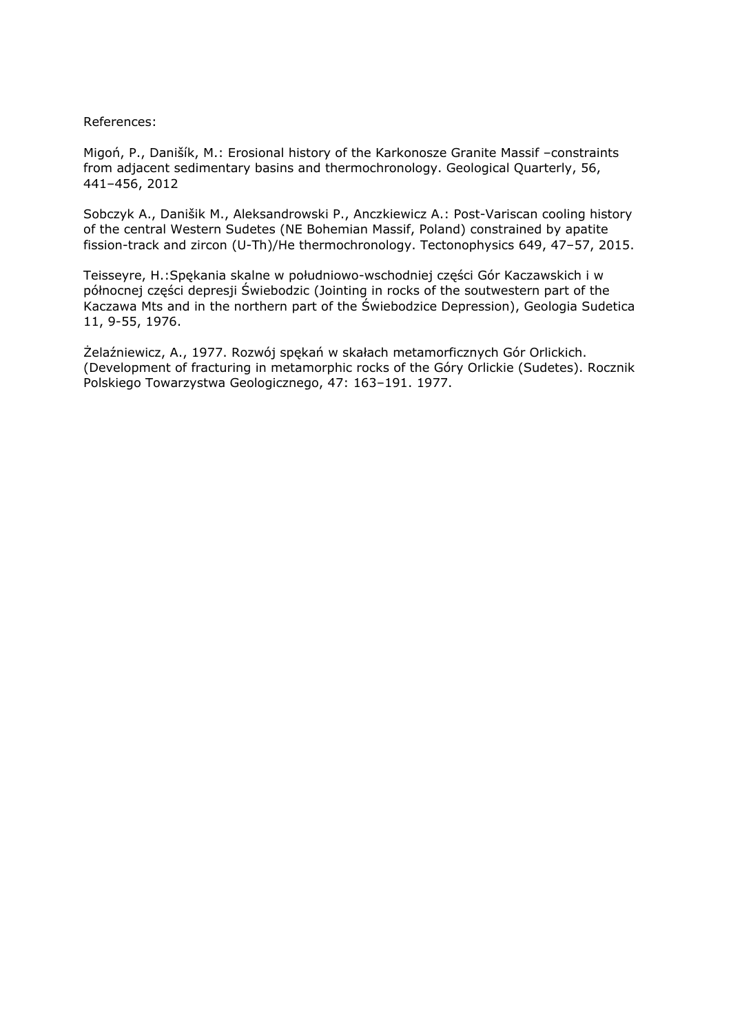References:

Migoń, P., Danišík, M.: Erosional history of the Karkonosze Granite Massif –constraints from adjacent sedimentary basins and thermochronology. Geological Quarterly, 56, 441–456, 2012

Sobczyk A., Danišik M., Aleksandrowski P., Anczkiewicz A.: Post-Variscan cooling history of the central Western Sudetes (NE Bohemian Massif, Poland) constrained by apatite fission-track and zircon (U-Th)/He thermochronology. Tectonophysics 649, 47–57, 2015.

Teisseyre, H.:Spękania skalne w południowo-wschodniej części Gór Kaczawskich i w północnej części depresji Świebodzic (Jointing in rocks of the soutwestern part of the Kaczawa Mts and in the northern part of the Świebodzice Depression), Geologia Sudetica 11, 9-55, 1976.

Żelaźniewicz, A., 1977. Rozwój spękań w skałach metamorficznych Gór Orlickich. (Development of fracturing in metamorphic rocks of the Góry Orlickie (Sudetes). Rocznik Polskiego Towarzystwa Geologicznego, 47: 163–191. 1977.